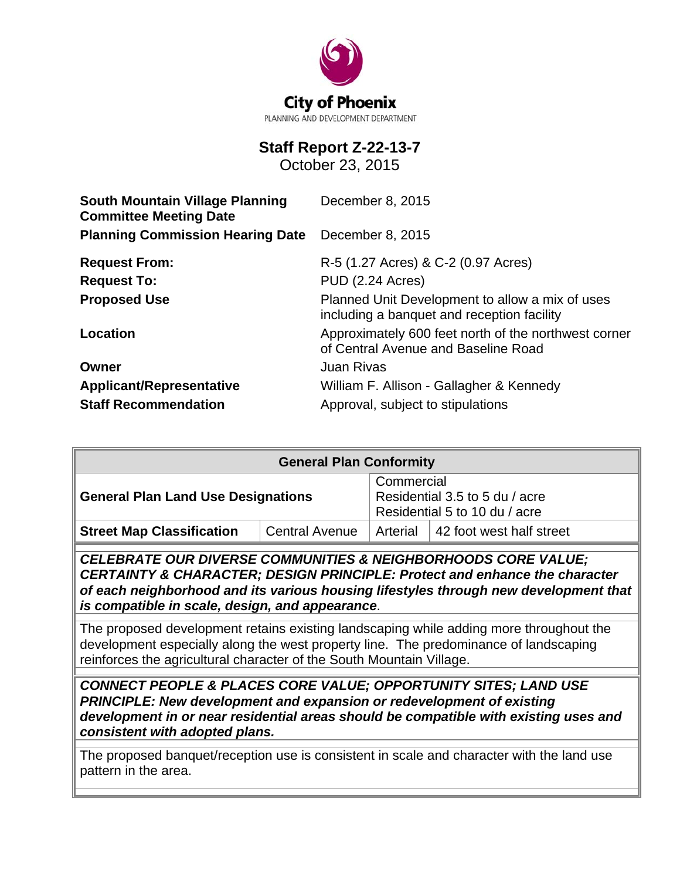City of Phoenix

PLANNING AND DEVELOPMENT DEPARTMENT

# Staff Report Z-22-13-7

October 23, 2015

| | |
|---|---|
| **South Mountain Village Planning Committee Meeting Date** | December 8, 2015 |
| **Planning Commission Hearing Date** | December 8, 2015 |
| **Request From:** | R-5 (1.27 Acres) & C-2 (0.97 Acres) |
| **Request To:** | PUD (2.24 Acres) |
| **Proposed Use** | Planned Unit Development to allow a mix of uses including a banquet and reception facility |
| **Location** | Approximately 600 feet north of the northwest corner of Central Avenue and Baseline Road |
| **Owner** | Juan Rivas |
| **Applicant/Representative** | William F. Allison - Gallagher & Kennedy |
| **Staff Recommendation** | Approval, subject to stipulations |

| General Plan Conformity | | | |
|---|---|---|---|
| **General Plan Land Use Designations** | | Commercial<br>Residential 3.5 to 5 du / acre<br>Residential 5 to 10 du / acre | |
| **Street Map Classification** | Central Avenue | Arterial | 42 foot west half street |

***CELEBRATE OUR DIVERSE COMMUNITIES & NEIGHBORHOODS CORE VALUE; CERTAINTY & CHARACTER; DESIGN PRINCIPLE: Protect and enhance the character of each neighborhood and its various housing lifestyles through new development that is compatible in scale, design, and appearance***.

The proposed development retains existing landscaping while adding more throughout the development especially along the west property line. The predominance of landscaping reinforces the agricultural character of the South Mountain Village.

***CONNECT PEOPLE & PLACES CORE VALUE; OPPORTUNITY SITES; LAND USE PRINCIPLE: New development and expansion or redevelopment of existing development in or near residential areas should be compatible with existing uses and consistent with adopted plans.***

The proposed banquet/reception use is consistent in scale and character with the land use pattern in the area.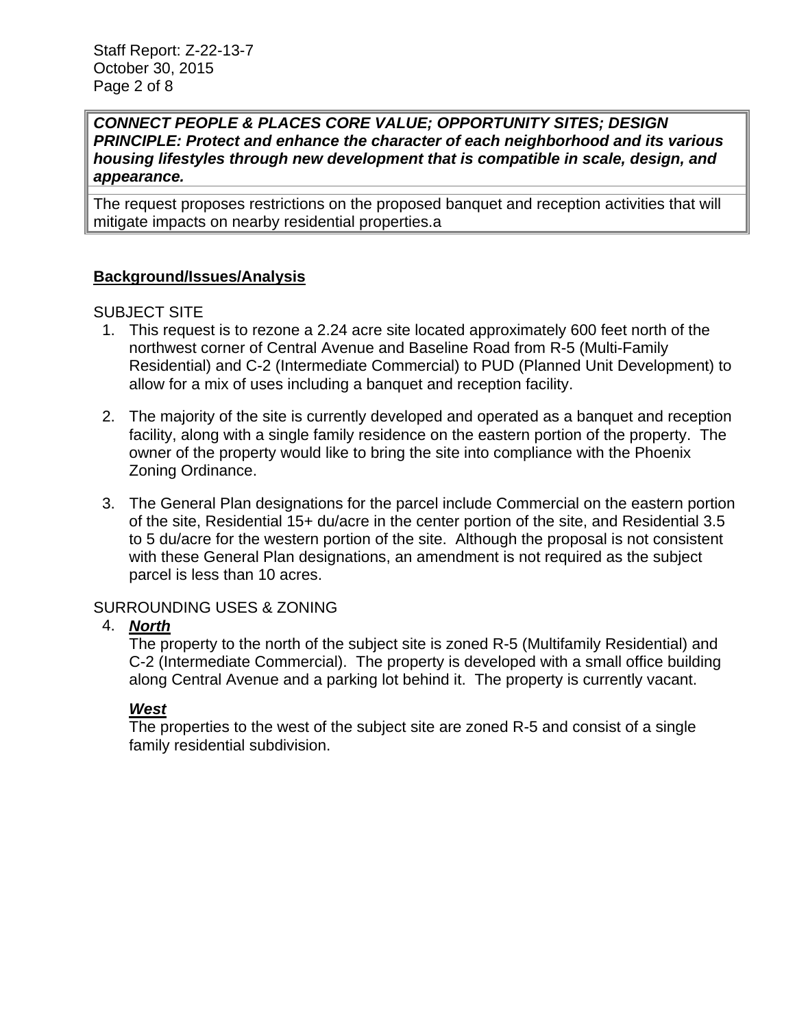| ***CONNECT PEOPLE & PLACES CORE VALUE; OPPORTUNITY SITES; DESIGN PRINCIPLE: Protect and enhance the character of each neighborhood and its various housing lifestyles through new development that is compatible in scale, design, and appearance.*** |
| --- |
| The request proposes restrictions on the proposed banquet and reception activities that will mitigate impacts on nearby residential properties.a |

**Background/Issues/Analysis**

SUBJECT SITE

1. This request is to rezone a 2.24 acre site located approximately 600 feet north of the northwest corner of Central Avenue and Baseline Road from R-5 (Multi-Family Residential) and C-2 (Intermediate Commercial) to PUD (Planned Unit Development) to allow for a mix of uses including a banquet and reception facility.

2. The majority of the site is currently developed and operated as a banquet and reception facility, along with a single family residence on the eastern portion of the property. The owner of the property would like to bring the site into compliance with the Phoenix Zoning Ordinance.

3. The General Plan designations for the parcel include Commercial on the eastern portion of the site, Residential 15+ du/acre in the center portion of the site, and Residential 3.5 to 5 du/acre for the western portion of the site. Although the proposal is not consistent with these General Plan designations, an amendment is not required as the subject parcel is less than 10 acres.

SURROUNDING USES & ZONING

4. ***North***

   The property to the north of the subject site is zoned R-5 (Multifamily Residential) and C-2 (Intermediate Commercial). The property is developed with a small office building along Central Avenue and a parking lot behind it. The property is currently vacant.

   ***West***

   The properties to the west of the subject site are zoned R-5 and consist of a single family residential subdivision.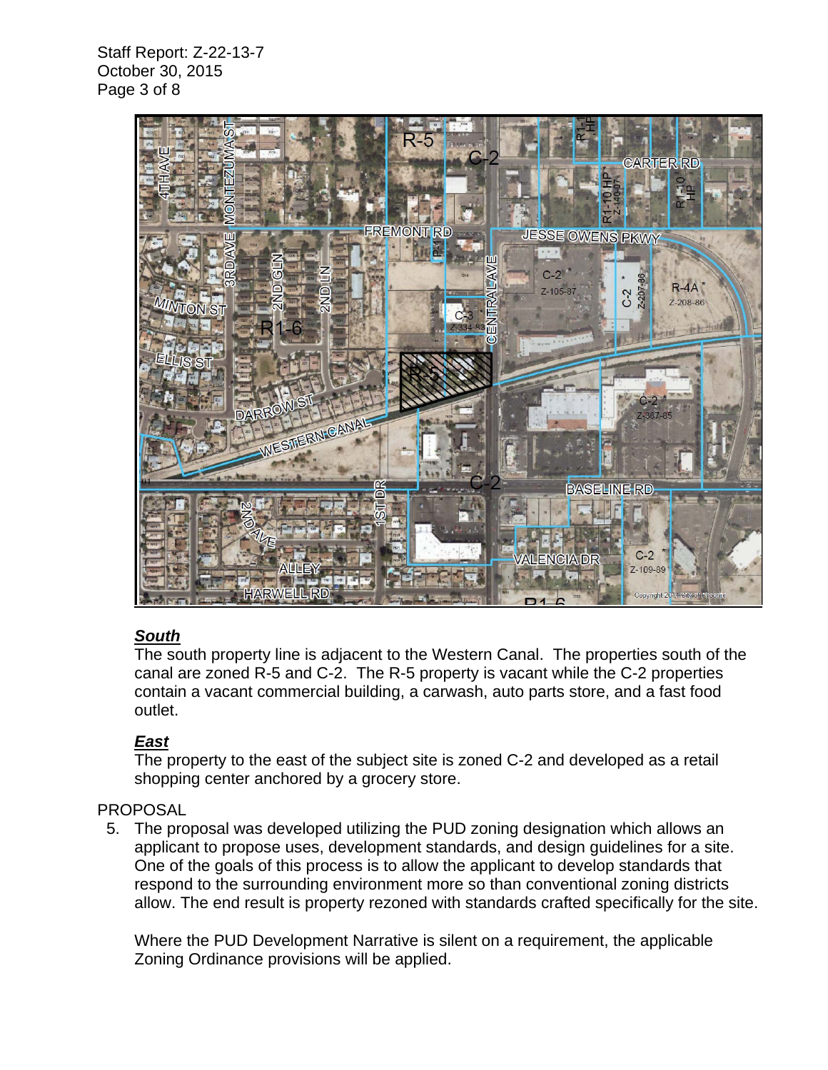***South***

The south property line is adjacent to the Western Canal. The properties south of the canal are zoned R-5 and C-2. The R-5 property is vacant while the C-2 properties contain a vacant commercial building, a carwash, auto parts store, and a fast food outlet.

***East***

The property to the east of the subject site is zoned C-2 and developed as a retail shopping center anchored by a grocery store.

PROPOSAL

5. The proposal was developed utilizing the PUD zoning designation which allows an applicant to propose uses, development standards, and design guidelines for a site. One of the goals of this process is to allow the applicant to develop standards that respond to the surrounding environment more so than conventional zoning districts allow. The end result is property rezoned with standards crafted specifically for the site.

   Where the PUD Development Narrative is silent on a requirement, the applicable Zoning Ordinance provisions will be applied.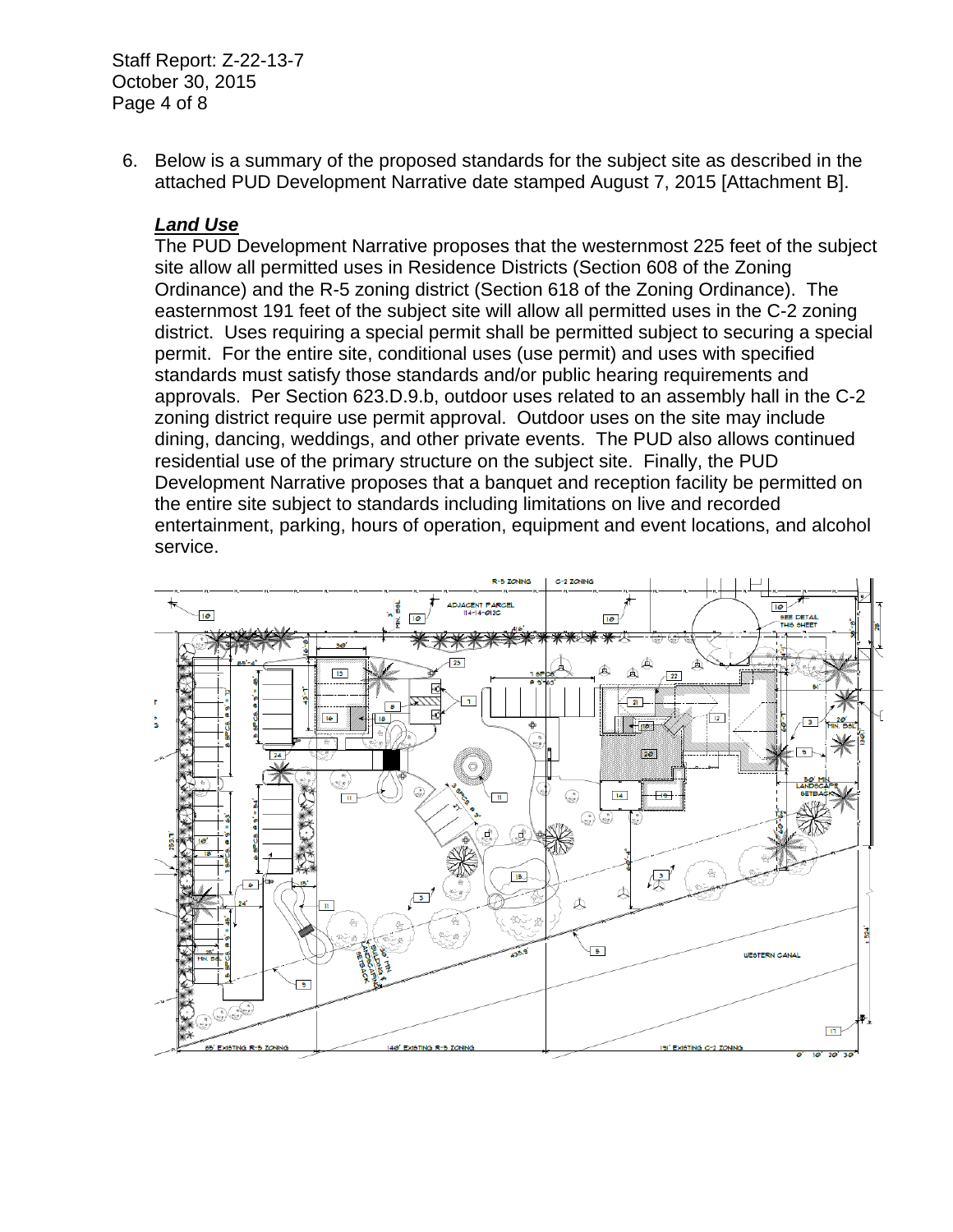6. Below is a summary of the proposed standards for the subject site as described in the attached PUD Development Narrative date stamped August 7, 2015 [Attachment B].

### ***Land Use***

The PUD Development Narrative proposes that the westernmost 225 feet of the subject site allow all permitted uses in Residence Districts (Section 608 of the Zoning Ordinance) and the R-5 zoning district (Section 618 of the Zoning Ordinance). The easternmost 191 feet of the subject site will allow all permitted uses in the C-2 zoning district. Uses requiring a special permit shall be permitted subject to securing a special permit. For the entire site, conditional uses (use permit) and uses with specified standards must satisfy those standards and/or public hearing requirements and approvals. Per Section 623.D.9.b, outdoor uses related to an assembly hall in the C-2 zoning district require use permit approval. Outdoor uses on the site may include dining, dancing, weddings, and other private events. The PUD also allows continued residential use of the primary structure on the subject site. Finally, the PUD Development Narrative proposes that a banquet and reception facility be permitted on the entire site subject to standards including limitations on live and recorded entertainment, parking, hours of operation, equipment and event locations, and alcohol service.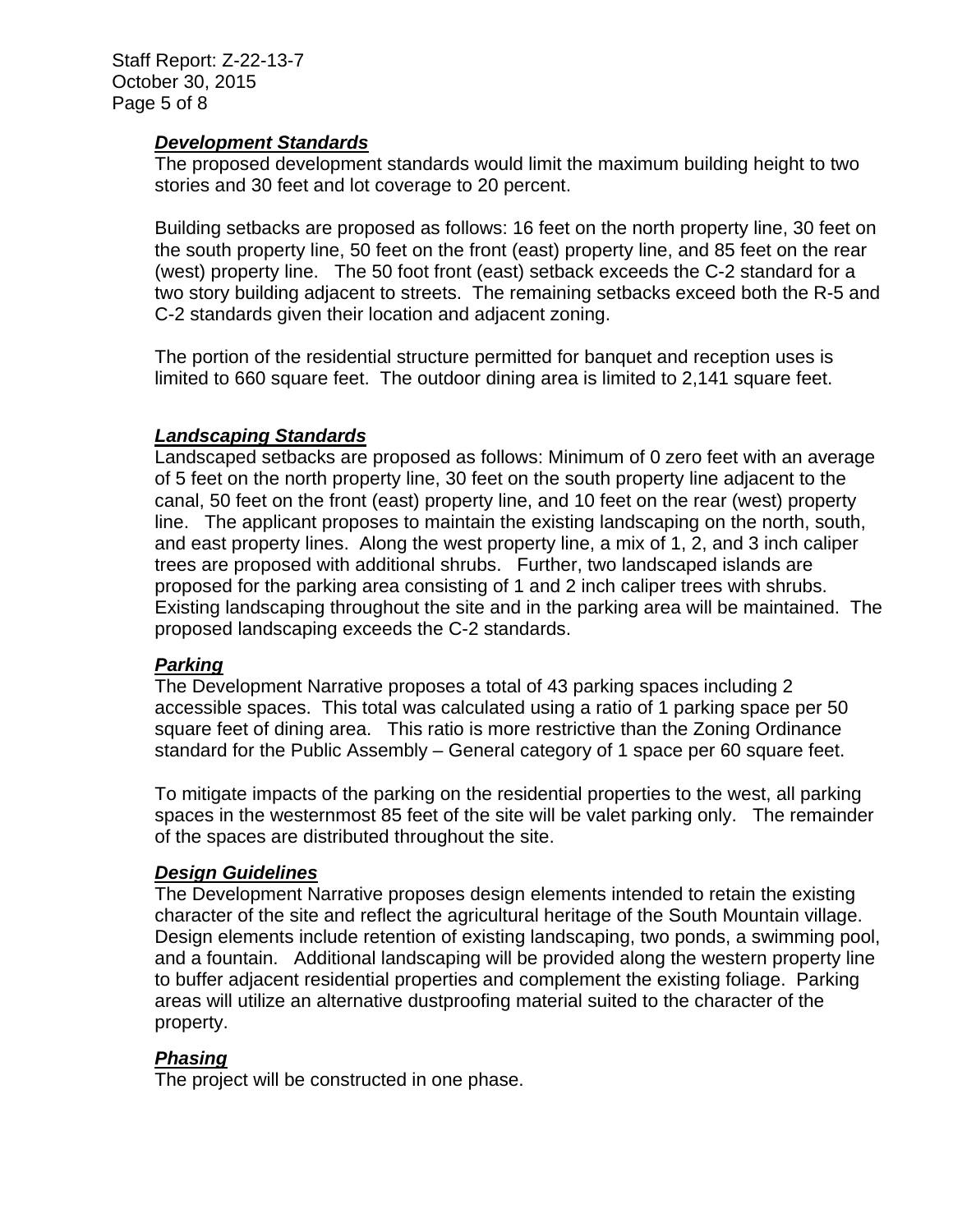### ***Development Standards***

The proposed development standards would limit the maximum building height to two stories and 30 feet and lot coverage to 20 percent.

Building setbacks are proposed as follows: 16 feet on the north property line, 30 feet on the south property line, 50 feet on the front (east) property line, and 85 feet on the rear (west) property line. The 50 foot front (east) setback exceeds the C-2 standard for a two story building adjacent to streets. The remaining setbacks exceed both the R-5 and C-2 standards given their location and adjacent zoning.

The portion of the residential structure permitted for banquet and reception uses is limited to 660 square feet. The outdoor dining area is limited to 2,141 square feet.

### ***Landscaping Standards***

Landscaped setbacks are proposed as follows: Minimum of 0 zero feet with an average of 5 feet on the north property line, 30 feet on the south property line adjacent to the canal, 50 feet on the front (east) property line, and 10 feet on the rear (west) property line. The applicant proposes to maintain the existing landscaping on the north, south, and east property lines. Along the west property line, a mix of 1, 2, and 3 inch caliper trees are proposed with additional shrubs. Further, two landscaped islands are proposed for the parking area consisting of 1 and 2 inch caliper trees with shrubs. Existing landscaping throughout the site and in the parking area will be maintained. The proposed landscaping exceeds the C-2 standards.

### ***Parking***

The Development Narrative proposes a total of 43 parking spaces including 2 accessible spaces. This total was calculated using a ratio of 1 parking space per 50 square feet of dining area. This ratio is more restrictive than the Zoning Ordinance standard for the Public Assembly – General category of 1 space per 60 square feet.

To mitigate impacts of the parking on the residential properties to the west, all parking spaces in the westernmost 85 feet of the site will be valet parking only. The remainder of the spaces are distributed throughout the site.

### ***Design Guidelines***

The Development Narrative proposes design elements intended to retain the existing character of the site and reflect the agricultural heritage of the South Mountain village. Design elements include retention of existing landscaping, two ponds, a swimming pool, and a fountain. Additional landscaping will be provided along the western property line to buffer adjacent residential properties and complement the existing foliage. Parking areas will utilize an alternative dustproofing material suited to the character of the property.

### ***Phasing***

The project will be constructed in one phase.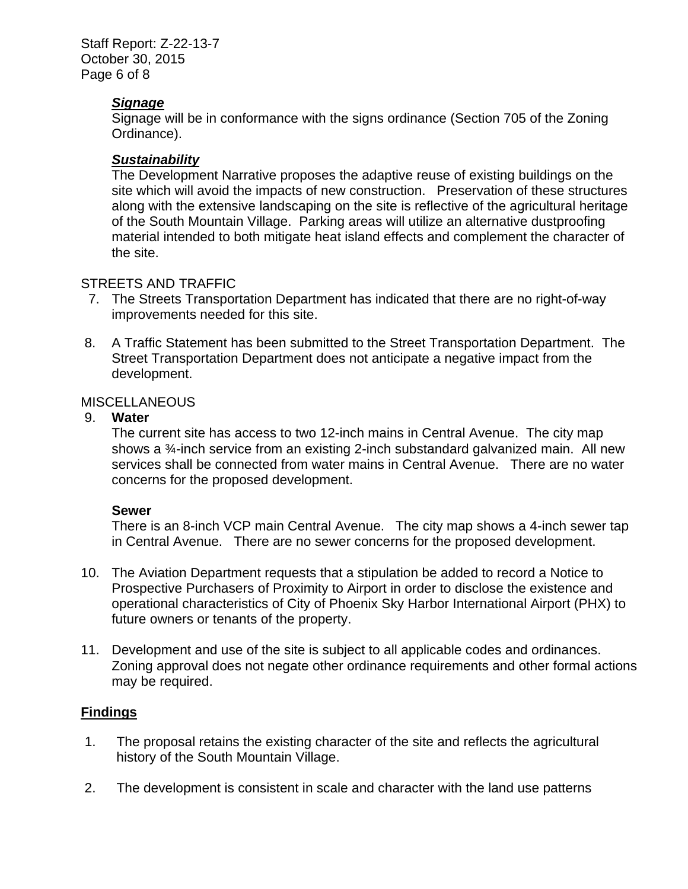***Signage***

Signage will be in conformance with the signs ordinance (Section 705 of the Zoning Ordinance).

***Sustainability***

The Development Narrative proposes the adaptive reuse of existing buildings on the site which will avoid the impacts of new construction. Preservation of these structures along with the extensive landscaping on the site is reflective of the agricultural heritage of the South Mountain Village. Parking areas will utilize an alternative dustproofing material intended to both mitigate heat island effects and complement the character of the site.

STREETS AND TRAFFIC

7. The Streets Transportation Department has indicated that there are no right-of-way improvements needed for this site.

8. A Traffic Statement has been submitted to the Street Transportation Department. The Street Transportation Department does not anticipate a negative impact from the development.

MISCELLANEOUS

9. **Water**

   The current site has access to two 12-inch mains in Central Avenue. The city map shows a ¾-inch service from an existing 2-inch substandard galvanized main. All new services shall be connected from water mains in Central Avenue. There are no water concerns for the proposed development.

   **Sewer**

   There is an 8-inch VCP main Central Avenue. The city map shows a 4-inch sewer tap in Central Avenue. There are no sewer concerns for the proposed development.

10. The Aviation Department requests that a stipulation be added to record a Notice to Prospective Purchasers of Proximity to Airport in order to disclose the existence and operational characteristics of City of Phoenix Sky Harbor International Airport (PHX) to future owners or tenants of the property.

11. Development and use of the site is subject to all applicable codes and ordinances. Zoning approval does not negate other ordinance requirements and other formal actions may be required.

**Findings**

1. The proposal retains the existing character of the site and reflects the agricultural history of the South Mountain Village.

2. The development is consistent in scale and character with the land use patterns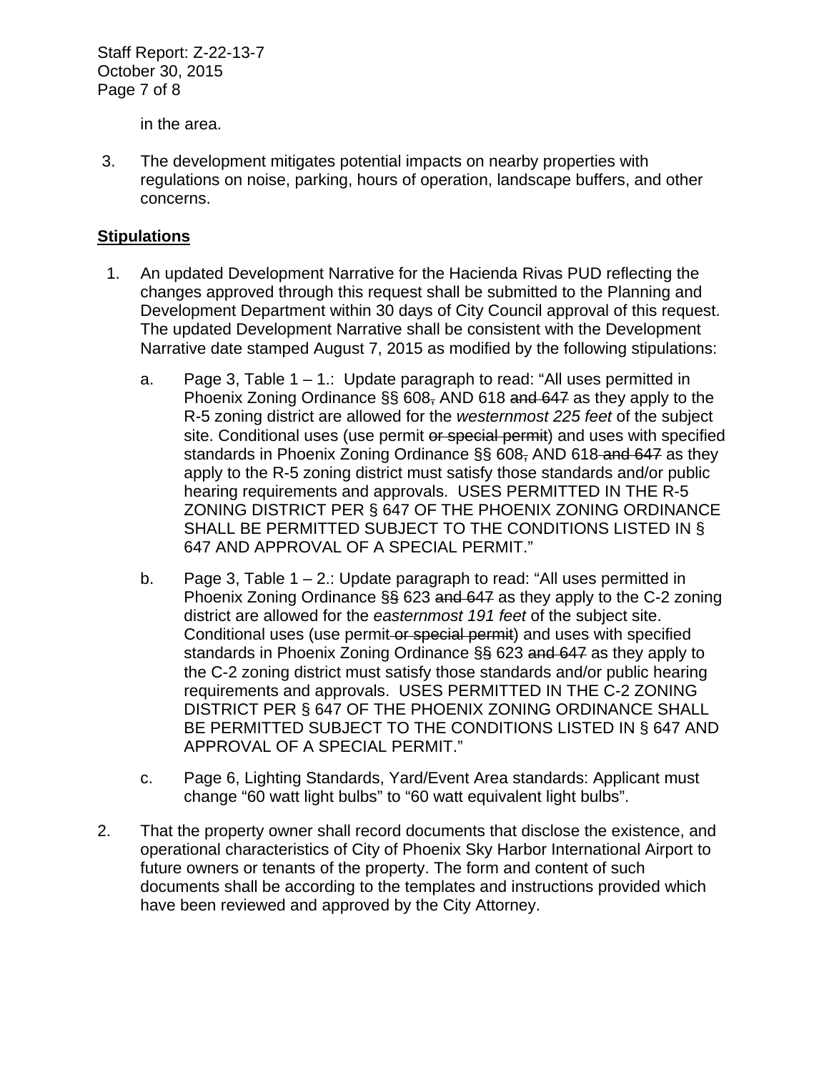in the area.

3. The development mitigates potential impacts on nearby properties with regulations on noise, parking, hours of operation, landscape buffers, and other concerns.

**<u>Stipulations</u>**

1. An updated Development Narrative for the Hacienda Rivas PUD reflecting the changes approved through this request shall be submitted to the Planning and Development Department within 30 days of City Council approval of this request. The updated Development Narrative shall be consistent with the Development Narrative date stamped August 7, 2015 as modified by the following stipulations:

   a. Page 3, Table 1 – 1.: Update paragraph to read: "All uses permitted in Phoenix Zoning Ordinance §§ 608~~,~~ AND 618 ~~and 647~~ as they apply to the R-5 zoning district are allowed for the *westernmost 225 feet* of the subject site. Conditional uses (use permit ~~or special permit~~) and uses with specified standards in Phoenix Zoning Ordinance §§ 608~~,~~ AND 618 ~~and 647~~ as they apply to the R-5 zoning district must satisfy those standards and/or public hearing requirements and approvals. USES PERMITTED IN THE R-5 ZONING DISTRICT PER § 647 OF THE PHOENIX ZONING ORDINANCE SHALL BE PERMITTED SUBJECT TO THE CONDITIONS LISTED IN § 647 AND APPROVAL OF A SPECIAL PERMIT."

   b. Page 3, Table 1 – 2.: Update paragraph to read: "All uses permitted in Phoenix Zoning Ordinance §~~§~~ 623 ~~and 647~~ as they apply to the C-2 zoning district are allowed for the *easternmost 191 feet* of the subject site. Conditional uses (use permit ~~or special permit~~) and uses with specified standards in Phoenix Zoning Ordinance §~~§~~ 623 ~~and 647~~ as they apply to the C-2 zoning district must satisfy those standards and/or public hearing requirements and approvals. USES PERMITTED IN THE C-2 ZONING DISTRICT PER § 647 OF THE PHOENIX ZONING ORDINANCE SHALL BE PERMITTED SUBJECT TO THE CONDITIONS LISTED IN § 647 AND APPROVAL OF A SPECIAL PERMIT."

   c. Page 6, Lighting Standards, Yard/Event Area standards: Applicant must change "60 watt light bulbs" to "60 watt equivalent light bulbs".

2. That the property owner shall record documents that disclose the existence, and operational characteristics of City of Phoenix Sky Harbor International Airport to future owners or tenants of the property. The form and content of such documents shall be according to the templates and instructions provided which have been reviewed and approved by the City Attorney.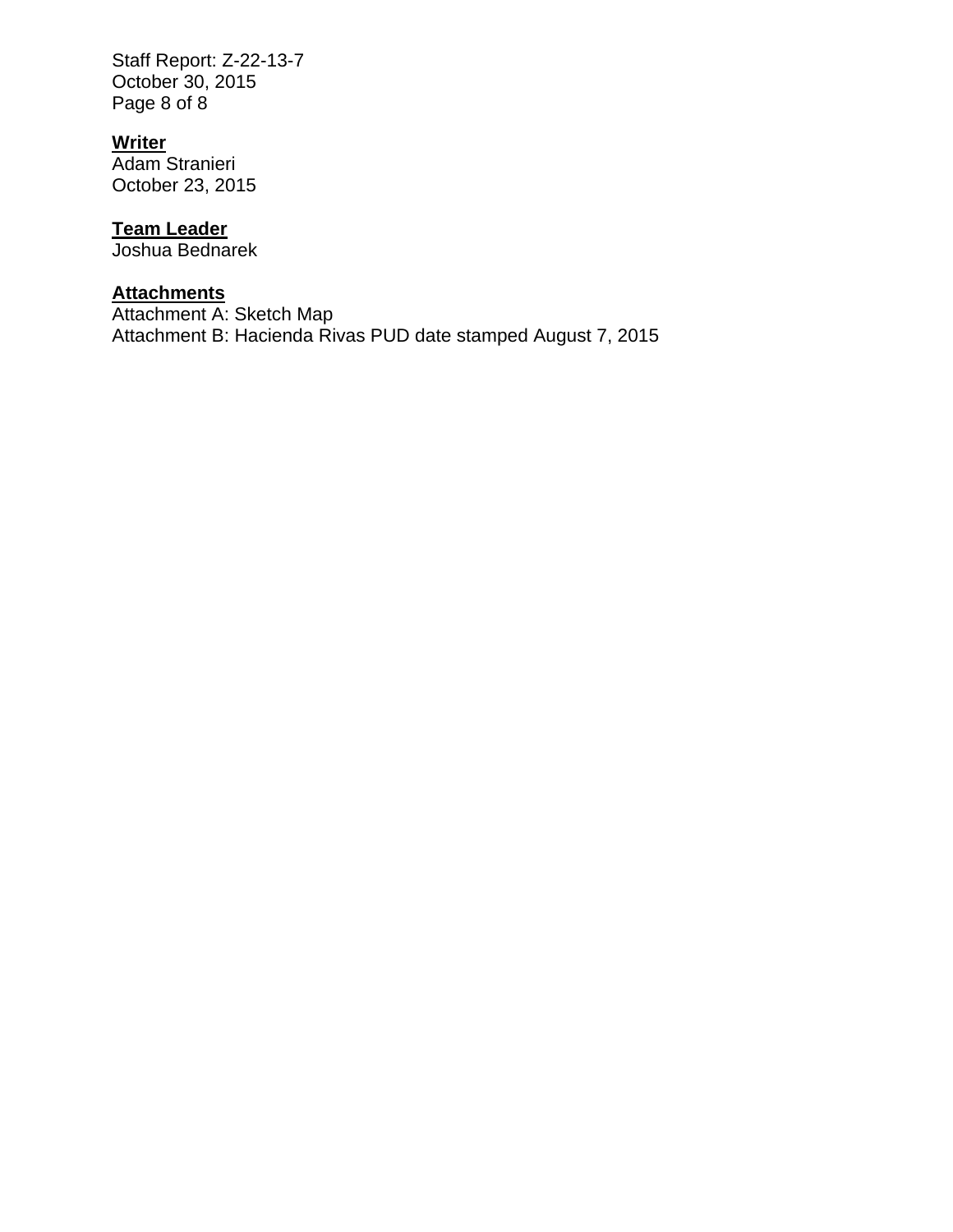**Writer**
Adam Stranieri
October 23, 2015

**Team Leader**
Joshua Bednarek

**Attachments**
Attachment A: Sketch Map
Attachment B: Hacienda Rivas PUD date stamped August 7, 2015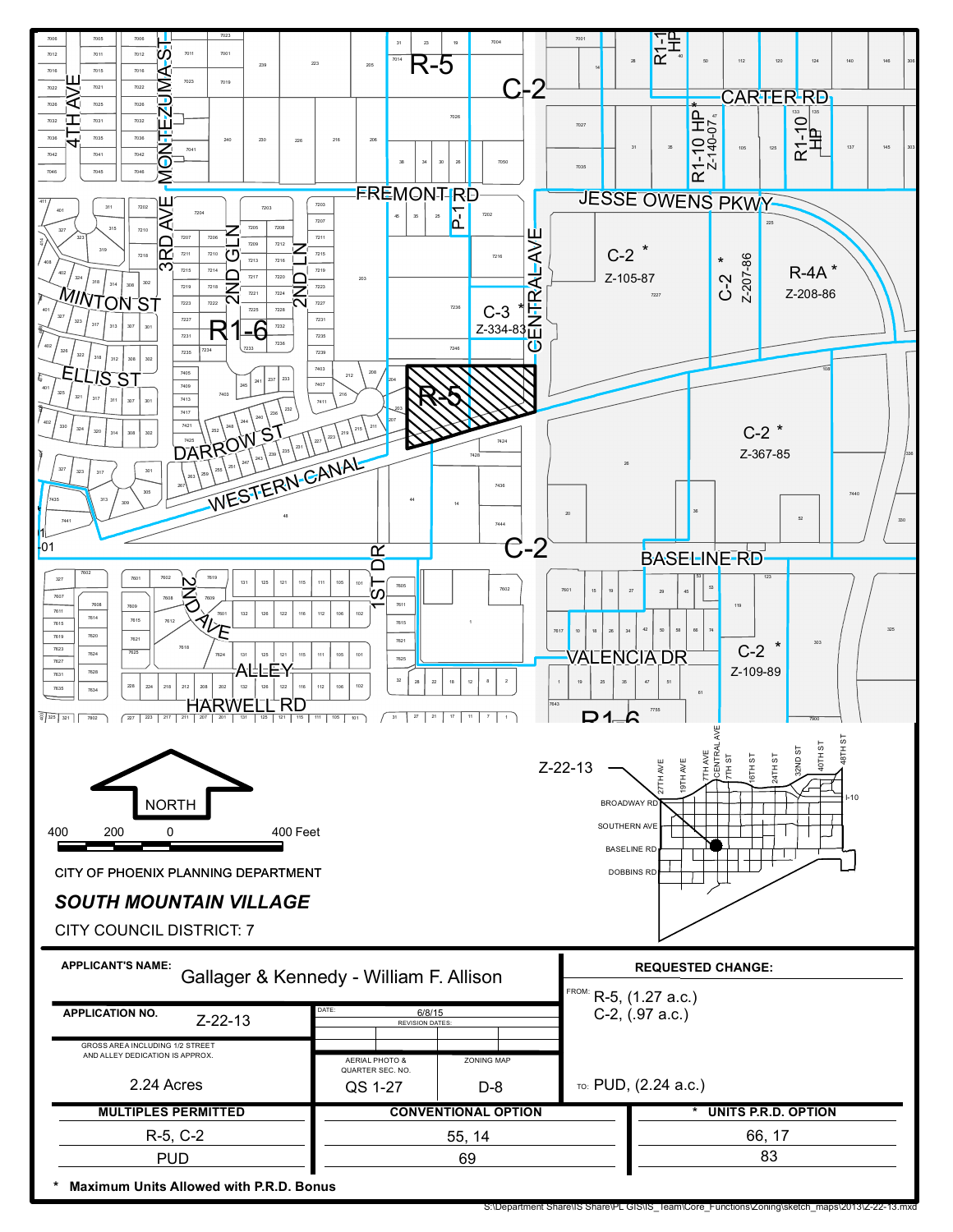NORTH

400 200 0 400 Feet

CITY OF PHOENIX PLANNING DEPARTMENT

***SOUTH MOUNTAIN VILLAGE***

CITY COUNCIL DISTRICT: 7

Z-22-13

| | | | |
|---|---|---|---|
| **APPLICANT'S NAME:** Gallager & Kennedy - William F. Allison | | | **REQUESTED CHANGE:** |
| **APPLICATION NO.** Z-22-13 | DATE: 6/8/15<br>REVISION DATES: | | FROM: R-5, (1.27 a.c.)<br>C-2, (.97 a.c.) |
| GROSS AREA INCLUDING 1/2 STREET AND ALLEY DEDICATION IS APPROX.<br>2.24 Acres | AERIAL PHOTO & QUARTER SEC. NO.<br>QS 1-27 | ZONING MAP<br>D-8 | TO: PUD, (2.24 a.c.) |

| MULTIPLES PERMITTED | CONVENTIONAL OPTION | * UNITS P.R.D. OPTION |
|---|---|---|
| R-5, C-2 | 55, 14 | 66, 17 |
| PUD | 69 | 83 |

\* **Maximum Units Allowed with P.R.D. Bonus**

S:\Department Share\IS Share\PL GIS\IS_Team\Core_Functions\Zoning\sketch_maps\2013\Z-22-13.mxd